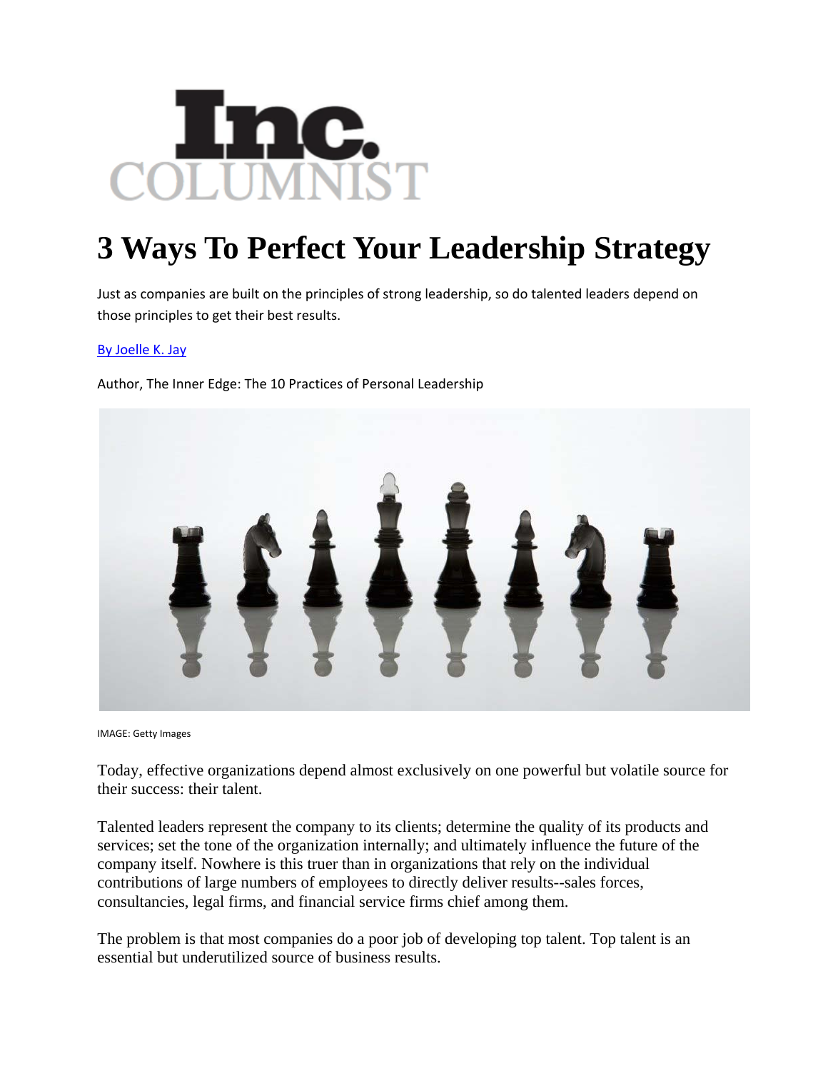Inc. COLUMNIST

# 3 Ways To Perfect Your Leadership Strategy

Just as companies are built on the principles of strong leadership, so do talented leaders depend on those principles to get their best results.

By Joelle K. Jay

Author, The Inner Edge: The 10 Practices of Personal Leadership

IMAGE: Getty Images

Today, effective organizations depend almost exclusively on one powerful but volatile source for their success: their talent.

Talented leaders represent the company to its clients; determine the quality of its products and services; set the tone of the organization internally; and ultimately influence the future of the company itself. Nowhere is this truer than in organizations that rely on the individual contributions of large numbers of employees to directly deliver results--sales forces, consultancies, legal firms, and financial service firms chief among them.

The problem is that most companies do a poor job of developing top talent. Top talent is an essential but underutilized source of business results.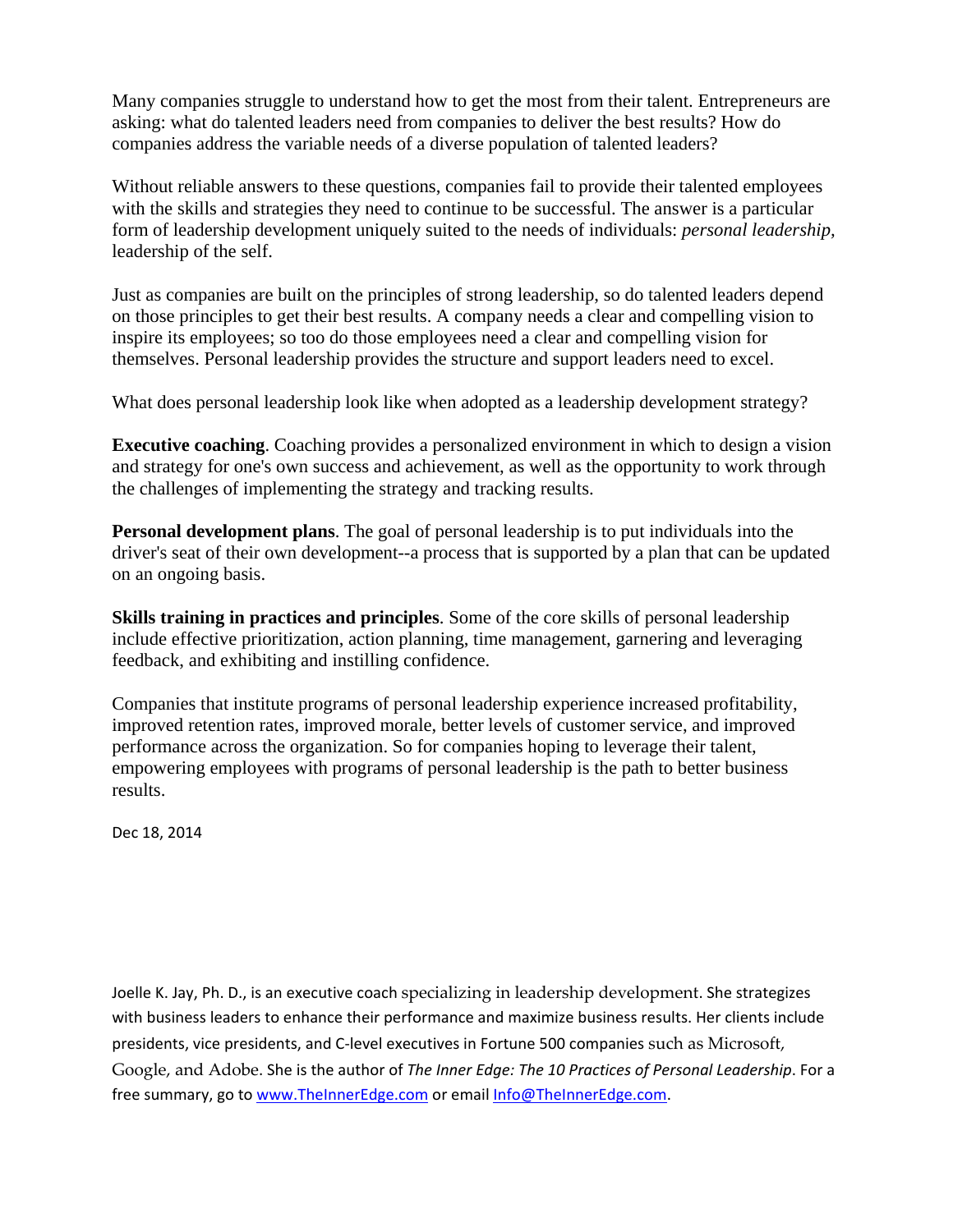Many companies struggle to understand how to get the most from their talent. Entrepreneurs are asking: what do talented leaders need from companies to deliver the best results? How do companies address the variable needs of a diverse population of talented leaders?

Without reliable answers to these questions, companies fail to provide their talented employees with the skills and strategies they need to continue to be successful. The answer is a particular form of leadership development uniquely suited to the needs of individuals: *personal leadership*, leadership of the self.

Just as companies are built on the principles of strong leadership, so do talented leaders depend on those principles to get their best results. A company needs a clear and compelling vision to inspire its employees; so too do those employees need a clear and compelling vision for themselves. Personal leadership provides the structure and support leaders need to excel.

What does personal leadership look like when adopted as a leadership development strategy?

**Executive coaching**. Coaching provides a personalized environment in which to design a vision and strategy for one's own success and achievement, as well as the opportunity to work through the challenges of implementing the strategy and tracking results.

**Personal development plans**. The goal of personal leadership is to put individuals into the driver's seat of their own development--a process that is supported by a plan that can be updated on an ongoing basis.

**Skills training in practices and principles**. Some of the core skills of personal leadership include effective prioritization, action planning, time management, garnering and leveraging feedback, and exhibiting and instilling confidence.

Companies that institute programs of personal leadership experience increased profitability, improved retention rates, improved morale, better levels of customer service, and improved performance across the organization. So for companies hoping to leverage their talent, empowering employees with programs of personal leadership is the path to better business results.

Dec 18, 2014

Joelle K. Jay, Ph. D., is an executive coach specializing in leadership development. She strategizes with business leaders to enhance their performance and maximize business results. Her clients include presidents, vice presidents, and C-level executives in Fortune 500 companies such as Microsoft, Google, and Adobe. She is the author of *The Inner Edge: The 10 Practices of Personal Leadership*. For a free summary, go to www.TheInnerEdge.com or email Info@TheInnerEdge.com.